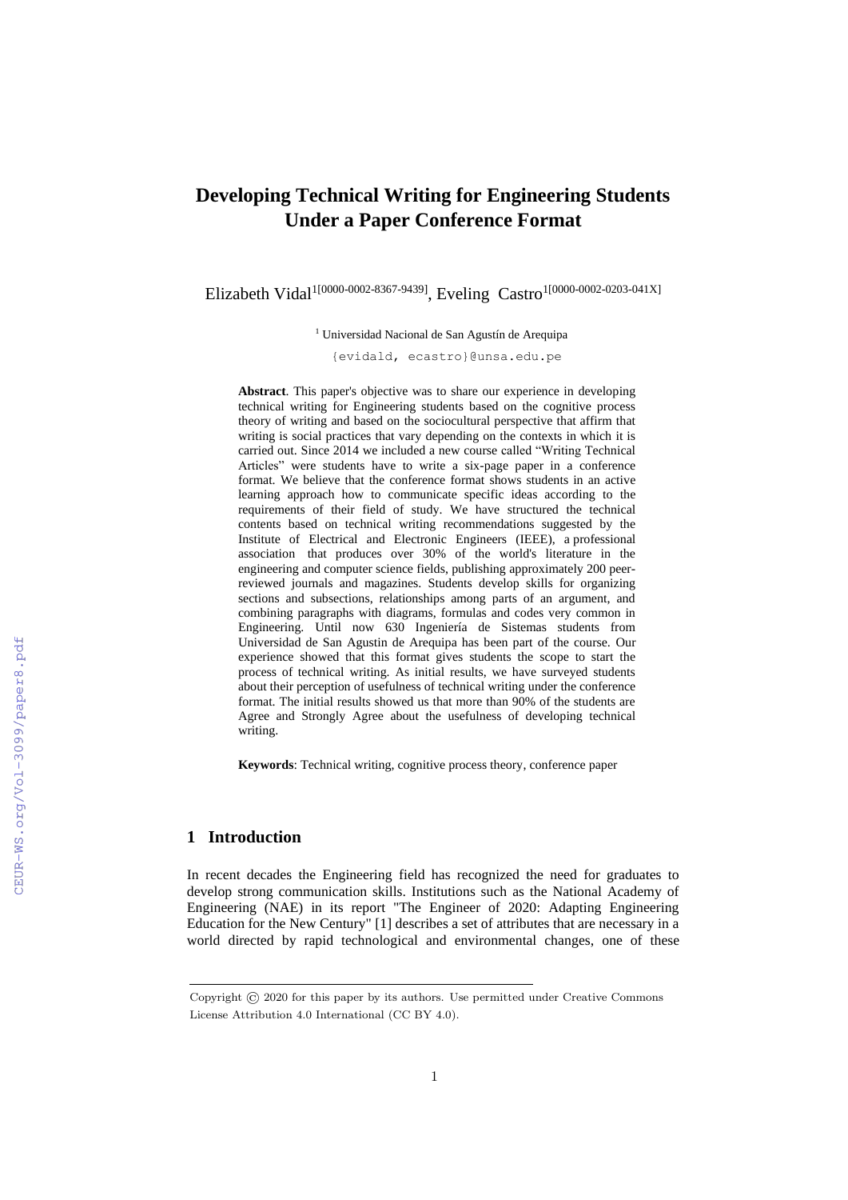# Developing Technical Writing for Engineering Students Under a Paper Conference Format

Elizabeth Vidal[1[0000-0002-8367-9439]], Eveling Castro[1[0000-0002-0203-041X]]

[1] Universidad Nacional de San Agustín de Arequipa

{evidald, ecastro}@unsa.edu.pe

**Abstract**. This paper's objective was to share our experience in developing technical writing for Engineering students based on the cognitive process theory of writing and based on the sociocultural perspective that affirm that writing is social practices that vary depending on the contexts in which it is carried out. Since 2014 we included a new course called "Writing Technical Articles" were students have to write a six-page paper in a conference format. We believe that the conference format shows students in an active learning approach how to communicate specific ideas according to the requirements of their field of study. We have structured the technical contents based on technical writing recommendations suggested by the Institute of Electrical and Electronic Engineers (IEEE), a professional association that produces over 30% of the world's literature in the engineering and computer science fields, publishing approximately 200 peer-reviewed journals and magazines. Students develop skills for organizing sections and subsections, relationships among parts of an argument, and combining paragraphs with diagrams, formulas and codes very common in Engineering. Until now 630 Ingeniería de Sistemas students from Universidad de San Agustin de Arequipa has been part of the course. Our experience showed that this format gives students the scope to start the process of technical writing. As initial results, we have surveyed students about their perception of usefulness of technical writing under the conference format. The initial results showed us that more than 90% of the students are Agree and Strongly Agree about the usefulness of developing technical writing.

**Keywords**: Technical writing, cognitive process theory, conference paper

## 1 Introduction

In recent decades the Engineering field has recognized the need for graduates to develop strong communication skills. Institutions such as the National Academy of Engineering (NAE) in its report "The Engineer of 2020: Adapting Engineering Education for the New Century" [1] describes a set of attributes that are necessary in a world directed by rapid technological and environmental changes, one of these

Copyright © 2020 for this paper by its authors. Use permitted under Creative Commons License Attribution 4.0 International (CC BY 4.0).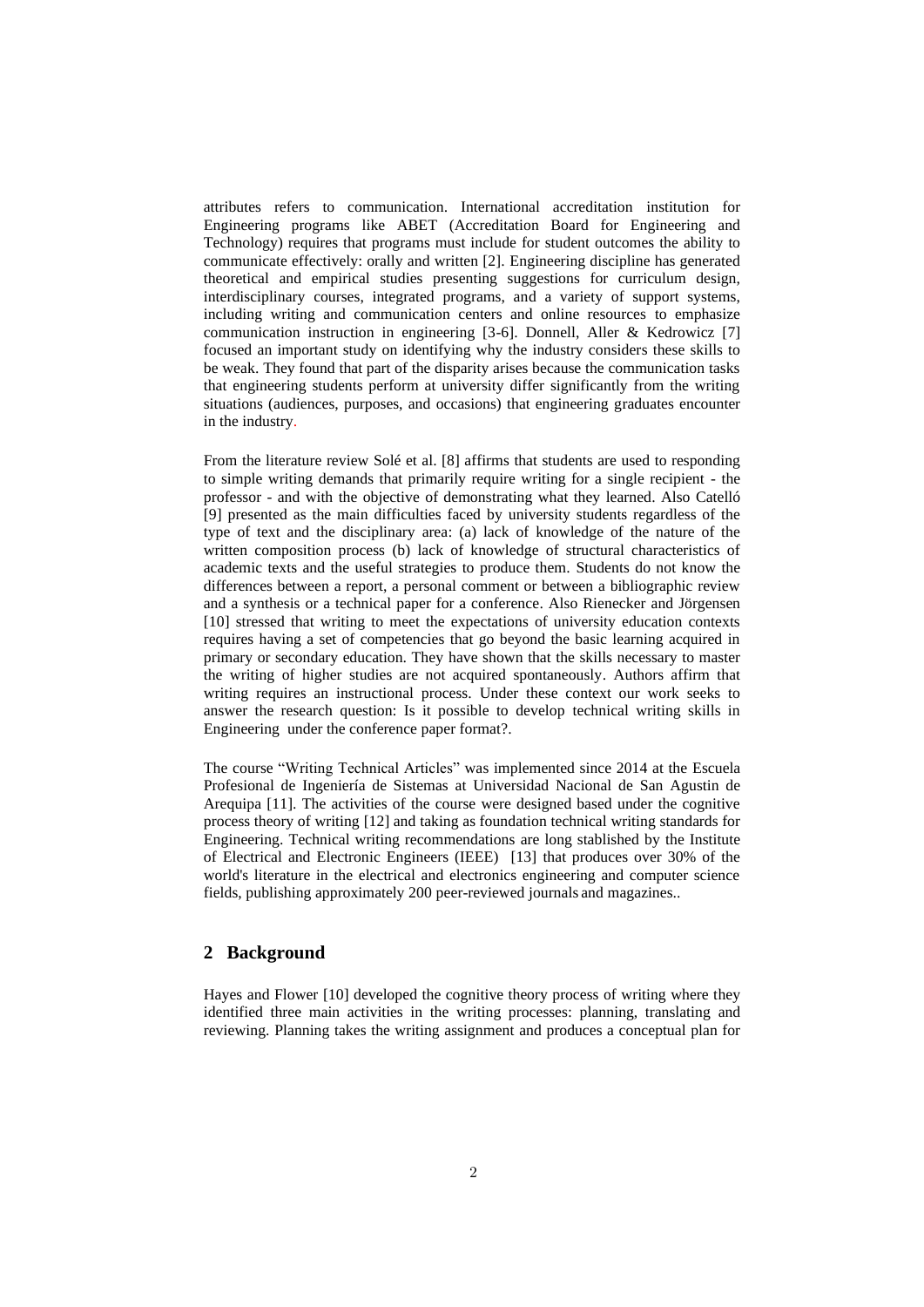attributes refers to communication. International accreditation institution for Engineering programs like ABET (Accreditation Board for Engineering and Technology) requires that programs must include for student outcomes the ability to communicate effectively: orally and written [2]. Engineering discipline has generated theoretical and empirical studies presenting suggestions for curriculum design, interdisciplinary courses, integrated programs, and a variety of support systems, including writing and communication centers and online resources to emphasize communication instruction in engineering [3-6]. Donnell, Aller & Kedrowicz [7] focused an important study on identifying why the industry considers these skills to be weak. They found that part of the disparity arises because the communication tasks that engineering students perform at university differ significantly from the writing situations (audiences, purposes, and occasions) that engineering graduates encounter in the industry.

From the literature review Solé et al. [8] affirms that students are used to responding to simple writing demands that primarily require writing for a single recipient - the professor - and with the objective of demonstrating what they learned. Also Catelló [9] presented as the main difficulties faced by university students regardless of the type of text and the disciplinary area: (a) lack of knowledge of the nature of the written composition process (b) lack of knowledge of structural characteristics of academic texts and the useful strategies to produce them. Students do not know the differences between a report, a personal comment or between a bibliographic review and a synthesis or a technical paper for a conference. Also Rienecker and Jörgensen [10] stressed that writing to meet the expectations of university education contexts requires having a set of competencies that go beyond the basic learning acquired in primary or secondary education. They have shown that the skills necessary to master the writing of higher studies are not acquired spontaneously. Authors affirm that writing requires an instructional process. Under these context our work seeks to answer the research question: Is it possible to develop technical writing skills in Engineering under the conference paper format?.

The course "Writing Technical Articles" was implemented since 2014 at the Escuela Profesional de Ingeniería de Sistemas at Universidad Nacional de San Agustin de Arequipa [11]. The activities of the course were designed based under the cognitive process theory of writing [12] and taking as foundation technical writing standards for Engineering. Technical writing recommendations are long stablished by the Institute of Electrical and Electronic Engineers (IEEE) [13] that produces over 30% of the world's literature in the electrical and electronics engineering and computer science fields, publishing approximately 200 peer-reviewed journals and magazines..

## 2 Background

Hayes and Flower [10] developed the cognitive theory process of writing where they identified three main activities in the writing processes: planning, translating and reviewing. Planning takes the writing assignment and produces a conceptual plan for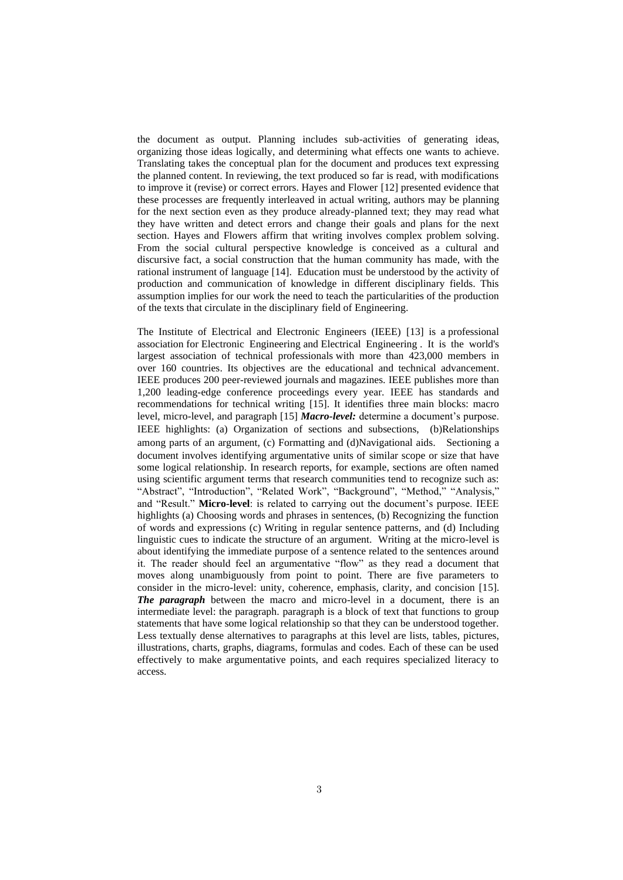the document as output. Planning includes sub-activities of generating ideas, organizing those ideas logically, and determining what effects one wants to achieve. Translating takes the conceptual plan for the document and produces text expressing the planned content. In reviewing, the text produced so far is read, with modifications to improve it (revise) or correct errors. Hayes and Flower [12] presented evidence that these processes are frequently interleaved in actual writing, authors may be planning for the next section even as they produce already-planned text; they may read what they have written and detect errors and change their goals and plans for the next section. Hayes and Flowers affirm that writing involves complex problem solving. From the social cultural perspective knowledge is conceived as a cultural and discursive fact, a social construction that the human community has made, with the rational instrument of language [14]. Education must be understood by the activity of production and communication of knowledge in different disciplinary fields. This assumption implies for our work the need to teach the particularities of the production of the texts that circulate in the disciplinary field of Engineering.

The Institute of Electrical and Electronic Engineers (IEEE) [13] is a professional association for Electronic Engineering and Electrical Engineering . It is the world's largest association of technical professionals with more than 423,000 members in over 160 countries. Its objectives are the educational and technical advancement. IEEE produces 200 peer-reviewed journals and magazines. IEEE publishes more than 1,200 leading-edge conference proceedings every year. IEEE has standards and recommendations for technical writing [15]. It identifies three main blocks: macro level, micro-level, and paragraph [15] ***Macro-level:*** determine a document's purpose. IEEE highlights: (a) Organization of sections and subsections, (b)Relationships among parts of an argument, (c) Formatting and (d)Navigational aids. Sectioning a document involves identifying argumentative units of similar scope or size that have some logical relationship. In research reports, for example, sections are often named using scientific argument terms that research communities tend to recognize such as: "Abstract", "Introduction", "Related Work", "Background", "Method," "Analysis," and "Result." **Micro-level**: is related to carrying out the document's purpose. IEEE highlights (a) Choosing words and phrases in sentences, (b) Recognizing the function of words and expressions (c) Writing in regular sentence patterns, and (d) Including linguistic cues to indicate the structure of an argument. Writing at the micro-level is about identifying the immediate purpose of a sentence related to the sentences around it. The reader should feel an argumentative "flow" as they read a document that moves along unambiguously from point to point. There are five parameters to consider in the micro-level: unity, coherence, emphasis, clarity, and concision [15]. ***The paragraph*** between the macro and micro-level in a document, there is an intermediate level: the paragraph. paragraph is a block of text that functions to group statements that have some logical relationship so that they can be understood together. Less textually dense alternatives to paragraphs at this level are lists, tables, pictures, illustrations, charts, graphs, diagrams, formulas and codes. Each of these can be used effectively to make argumentative points, and each requires specialized literacy to access.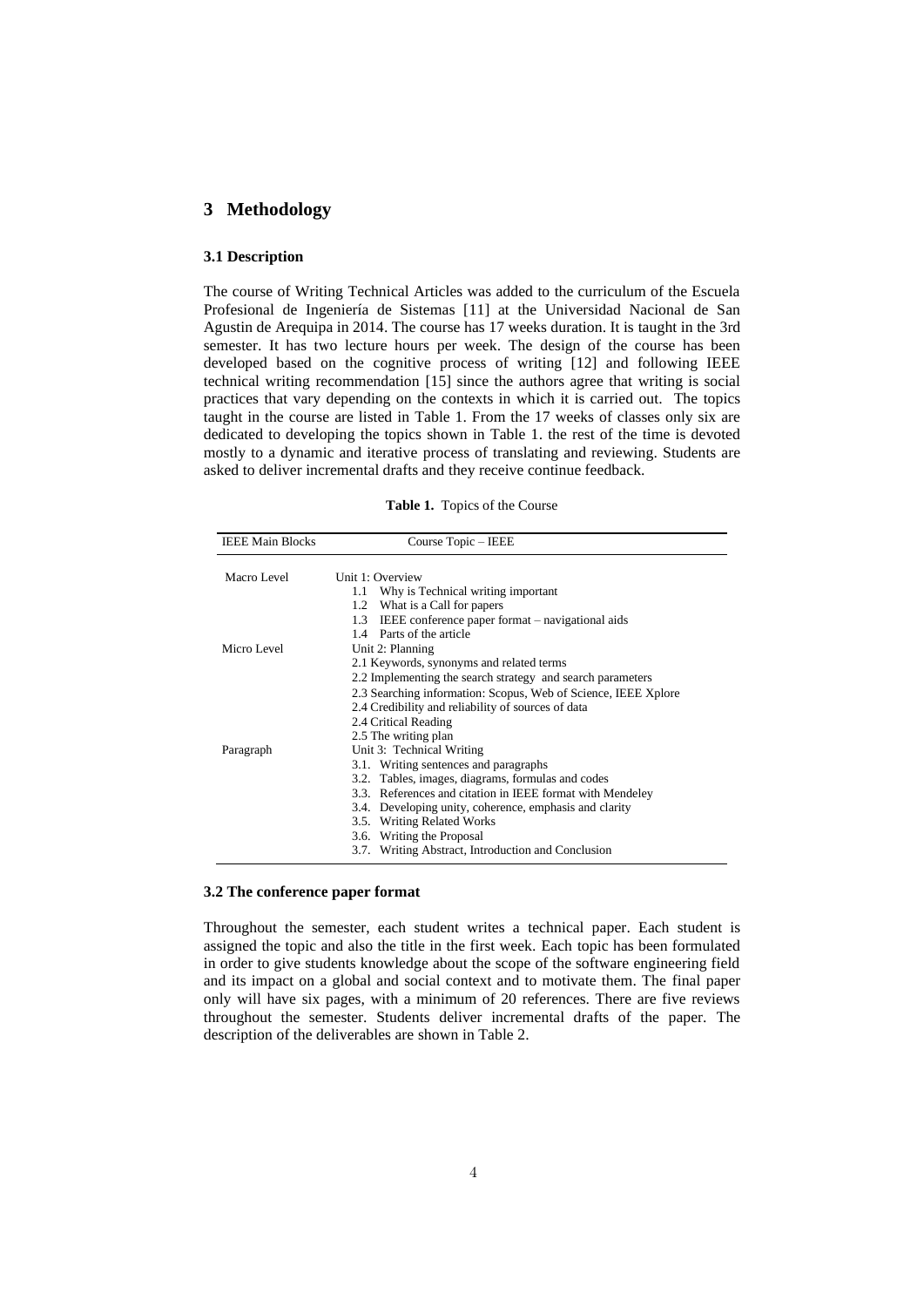## 3 Methodology

### 3.1 Description

The course of Writing Technical Articles was added to the curriculum of the Escuela Profesional de Ingeniería de Sistemas [11] at the Universidad Nacional de San Agustin de Arequipa in 2014. The course has 17 weeks duration. It is taught in the 3rd semester. It has two lecture hours per week. The design of the course has been developed based on the cognitive process of writing [12] and following IEEE technical writing recommendation [15] since the authors agree that writing is social practices that vary depending on the contexts in which it is carried out. The topics taught in the course are listed in Table 1. From the 17 weeks of classes only six are dedicated to developing the topics shown in Table 1. the rest of the time is devoted mostly to a dynamic and iterative process of translating and reviewing. Students are asked to deliver incremental drafts and they receive continue feedback.

**Table 1.** Topics of the Course

| IEEE Main Blocks | Course Topic – IEEE |
|---|---|
| Macro Level | Unit 1: Overview |
| | 1.1 Why is Technical writing important |
| | 1.2 What is a Call for papers |
| | 1.3 IEEE conference paper format – navigational aids |
| | 1.4 Parts of the article |
| Micro Level | Unit 2: Planning |
| | 2.1 Keywords, synonyms and related terms |
| | 2.2 Implementing the search strategy and search parameters |
| | 2.3 Searching information: Scopus, Web of Science, IEEE Xplore |
| | 2.4 Credibility and reliability of sources of data |
| | 2.4 Critical Reading |
| | 2.5 The writing plan |
| Paragraph | Unit 3: Technical Writing |
| | 3.1. Writing sentences and paragraphs |
| | 3.2. Tables, images, diagrams, formulas and codes |
| | 3.3. References and citation in IEEE format with Mendeley |
| | 3.4. Developing unity, coherence, emphasis and clarity |
| | 3.5. Writing Related Works |
| | 3.6. Writing the Proposal |
| | 3.7. Writing Abstract, Introduction and Conclusion |

### 3.2 The conference paper format

Throughout the semester, each student writes a technical paper. Each student is assigned the topic and also the title in the first week. Each topic has been formulated in order to give students knowledge about the scope of the software engineering field and its impact on a global and social context and to motivate them. The final paper only will have six pages, with a minimum of 20 references. There are five reviews throughout the semester. Students deliver incremental drafts of the paper. The description of the deliverables are shown in Table 2.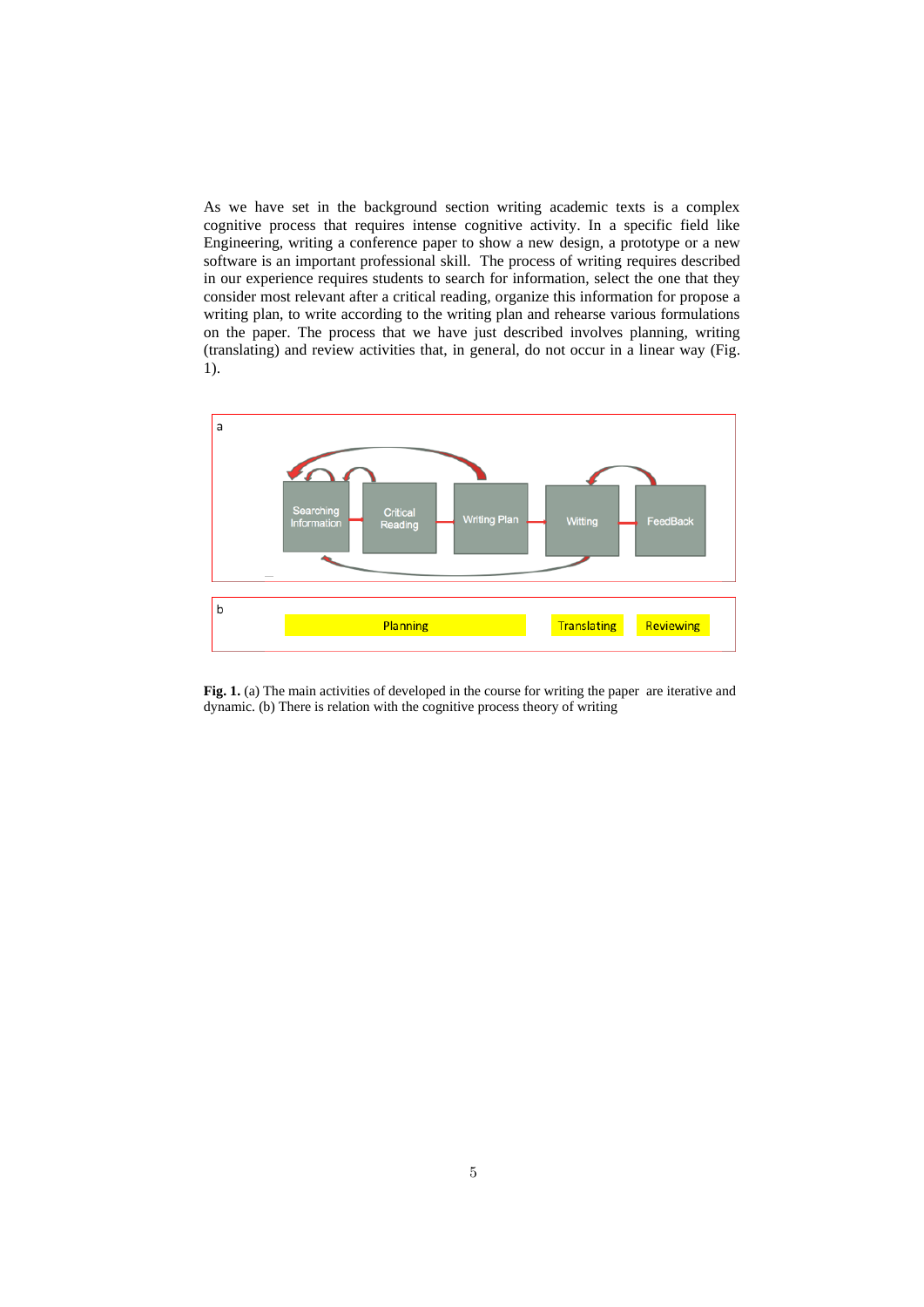As we have set in the background section writing academic texts is a complex cognitive process that requires intense cognitive activity. In a specific field like Engineering, writing a conference paper to show a new design, a prototype or a new software is an important professional skill. The process of writing requires described in our experience requires students to search for information, select the one that they consider most relevant after a critical reading, organize this information for propose a writing plan, to write according to the writing plan and rehearse various formulations on the paper. The process that we have just described involves planning, writing (translating) and review activities that, in general, do not occur in a linear way (Fig. 1).

a

Searching Information

Critical Reading

Writing Plan

Writing

FeedBack

b

Planning

Translating

Reviewing

**Fig. 1.** (a) The main activities of developed in the course for writing the paper are iterative and dynamic. (b) There is relation with the cognitive process theory of writing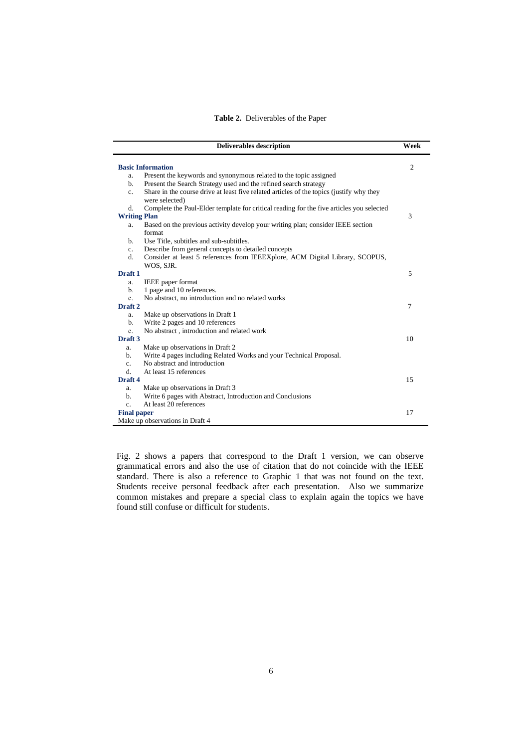**Table 2.** Deliverables of the Paper

| Deliverables description | Week |
|---|---|
| **Basic Information** | 2 |
| a. Present the keywords and synonymous related to the topic assigned | |
| b. Present the Search Strategy used and the refined search strategy | |
| c. Share in the course drive at least five related articles of the topics (justify why they were selected) | |
| d. Complete the Paul-Elder template for critical reading for the five articles you selected | |
| **Writing Plan** | 3 |
| a. Based on the previous activity develop your writing plan; consider IEEE section format | |
| b. Use Title, subtitles and sub-subtitles. | |
| c. Describe from general concepts to detailed concepts | |
| d. Consider at least 5 references from IEEEXplore, ACM Digital Library, SCOPUS, WOS, SJR. | |
| **Draft 1** | 5 |
| a. IEEE paper format | |
| b. 1 page and 10 references. | |
| c. No abstract, no introduction and no related works | |
| **Draft 2** | 7 |
| a. Make up observations in Draft 1 | |
| b. Write 2 pages and 10 references | |
| c. No abstract , introduction and related work | |
| **Draft 3** | 10 |
| a. Make up observations in Draft 2 | |
| b. Write 4 pages including Related Works and your Technical Proposal. | |
| c. No abstract and introduction | |
| d. At least 15 references | |
| **Draft 4** | 15 |
| a. Make up observations in Draft 3 | |
| b. Write 6 pages with Abstract, Introduction and Conclusions | |
| c. At least 20 references | |
| **Final paper** | 17 |
| Make up observations in Draft 4 | |

Fig. 2 shows a papers that correspond to the Draft 1 version, we can observe grammatical errors and also the use of citation that do not coincide with the IEEE standard. There is also a reference to Graphic 1 that was not found on the text. Students receive personal feedback after each presentation. Also we summarize common mistakes and prepare a special class to explain again the topics we have found still confuse or difficult for students.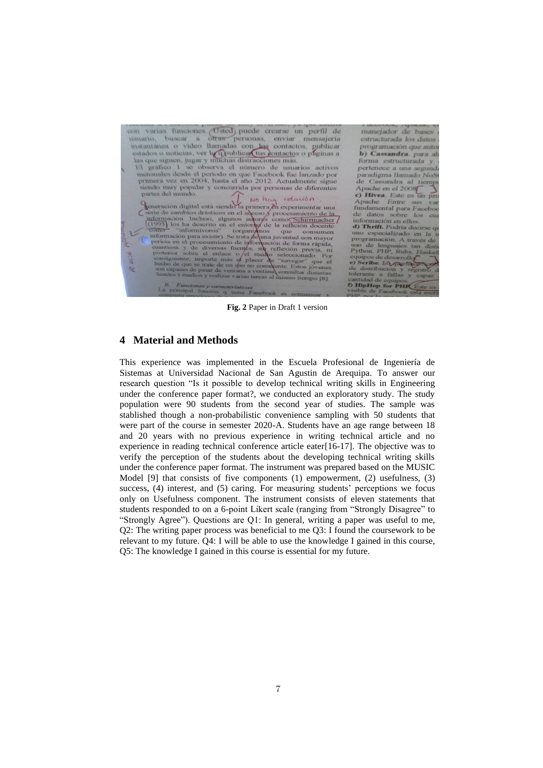**Fig. 2** Paper in Draft 1 version

## 4 Material and Methods

This experience was implemented in the Escuela Profesional de Ingeniería de Sistemas at Universidad Nacional de San Agustin de Arequipa. To answer our research question "Is it possible to develop technical writing skills in Engineering under the conference paper format?, we conducted an exploratory study. The study population were 90 students from the second year of studies. The sample was stablished though a non-probabilistic convenience sampling with 50 students that were part of the course in semester 2020-A. Students have an age range between 18 and 20 years with no previous experience in writing technical article and no experience in reading technical conference article eater[16-17]. The objective was to verify the perception of the students about the developing technical writing skills under the conference paper format. The instrument was prepared based on the MUSIC Model [9] that consists of five components (1) empowerment, (2) usefulness, (3) success, (4) interest, and (5) caring. For measuring students' perceptions we focus only on Usefulness component. The instrument consists of eleven statements that students responded to on a 6-point Likert scale (ranging from "Strongly Disagree" to "Strongly Agree"). Questions are Q1: In general, writing a paper was useful to me, Q2: The writing paper process was beneficial to me Q3: I found the coursework to be relevant to my future. Q4: I will be able to use the knowledge I gained in this course, Q5: The knowledge I gained in this course is essential for my future.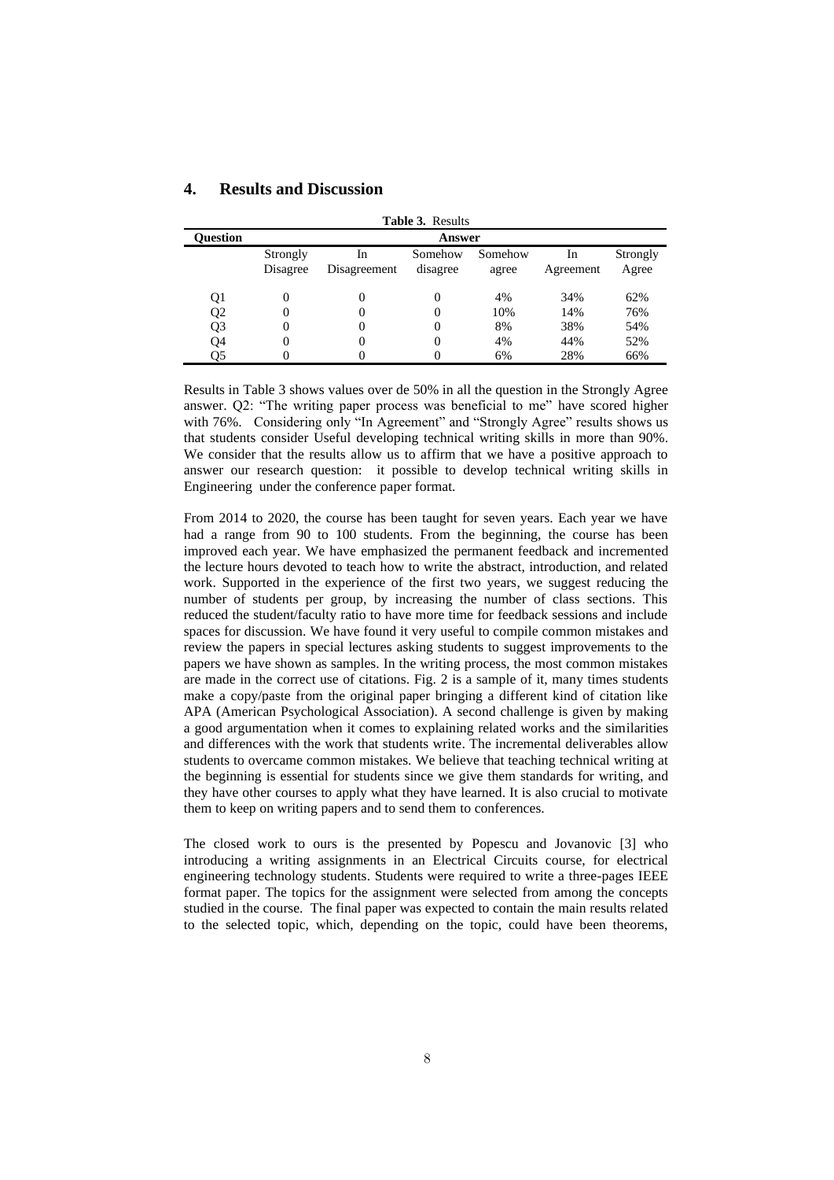## 4. Results and Discussion

**Table 3.** Results

| Question | Answer | | | | | |
|---|---|---|---|---|---|---|
| | Strongly Disagree | In Disagreement | Somehow disagree | Somehow agree | In Agreement | Strongly Agree |
| Q1 | 0 | 0 | 0 | 4% | 34% | 62% |
| Q2 | 0 | 0 | 0 | 10% | 14% | 76% |
| Q3 | 0 | 0 | 0 | 8% | 38% | 54% |
| Q4 | 0 | 0 | 0 | 4% | 44% | 52% |
| Q5 | 0 | 0 | 0 | 6% | 28% | 66% |

Results in Table 3 shows values over de 50% in all the question in the Strongly Agree answer. Q2: "The writing paper process was beneficial to me" have scored higher with 76%. Considering only "In Agreement" and "Strongly Agree" results shows us that students consider Useful developing technical writing skills in more than 90%. We consider that the results allow us to affirm that we have a positive approach to answer our research question: it possible to develop technical writing skills in Engineering under the conference paper format.

From 2014 to 2020, the course has been taught for seven years. Each year we have had a range from 90 to 100 students. From the beginning, the course has been improved each year. We have emphasized the permanent feedback and incremented the lecture hours devoted to teach how to write the abstract, introduction, and related work. Supported in the experience of the first two years, we suggest reducing the number of students per group, by increasing the number of class sections. This reduced the student/faculty ratio to have more time for feedback sessions and include spaces for discussion. We have found it very useful to compile common mistakes and review the papers in special lectures asking students to suggest improvements to the papers we have shown as samples. In the writing process, the most common mistakes are made in the correct use of citations. Fig. 2 is a sample of it, many times students make a copy/paste from the original paper bringing a different kind of citation like APA (American Psychological Association). A second challenge is given by making a good argumentation when it comes to explaining related works and the similarities and differences with the work that students write. The incremental deliverables allow students to overcame common mistakes. We believe that teaching technical writing at the beginning is essential for students since we give them standards for writing, and they have other courses to apply what they have learned. It is also crucial to motivate them to keep on writing papers and to send them to conferences.

The closed work to ours is the presented by Popescu and Jovanovic [3] who introducing a writing assignments in an Electrical Circuits course, for electrical engineering technology students. Students were required to write a three-pages IEEE format paper. The topics for the assignment were selected from among the concepts studied in the course. The final paper was expected to contain the main results related to the selected topic, which, depending on the topic, could have been theorems,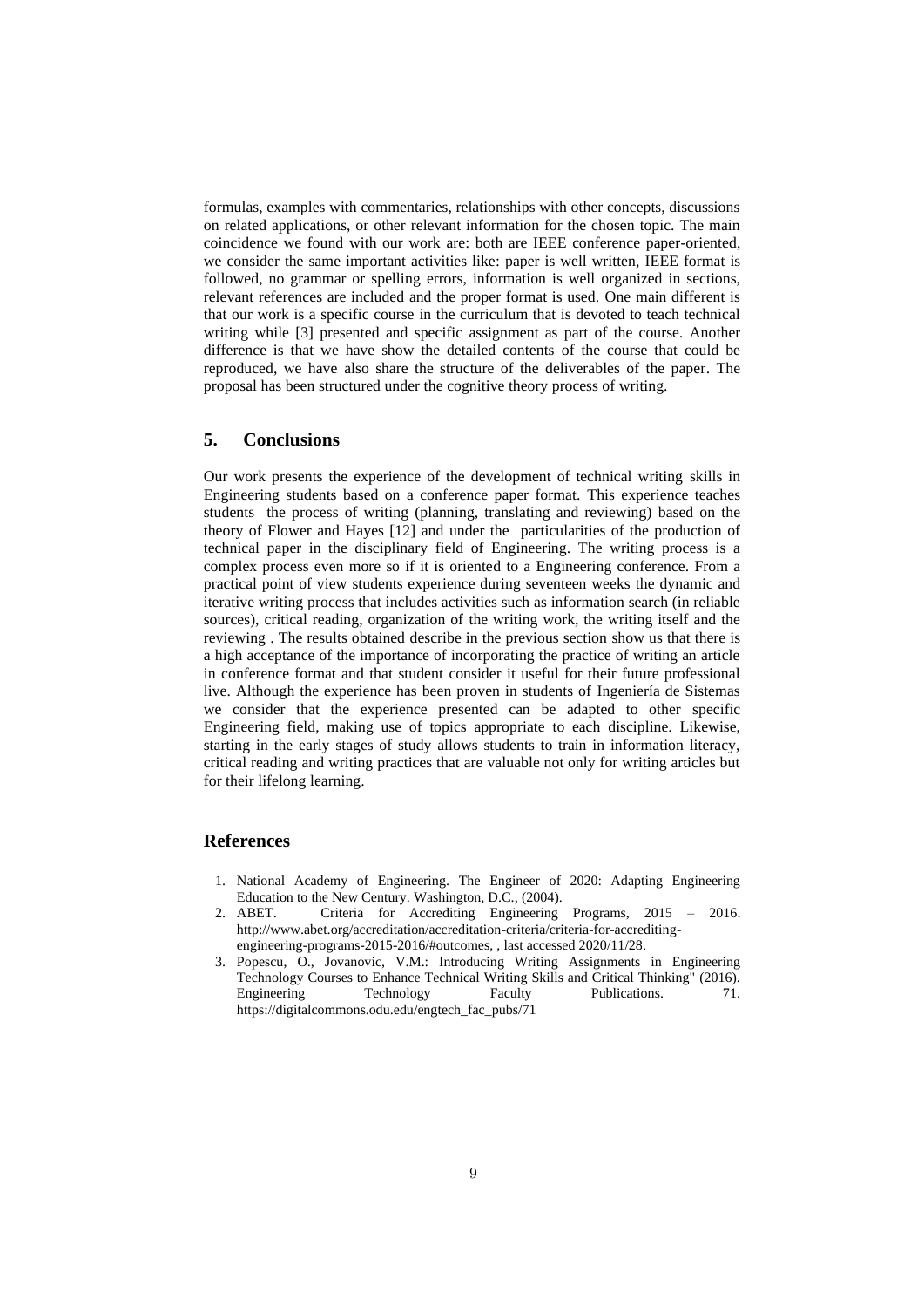formulas, examples with commentaries, relationships with other concepts, discussions on related applications, or other relevant information for the chosen topic. The main coincidence we found with our work are: both are IEEE conference paper-oriented, we consider the same important activities like: paper is well written, IEEE format is followed, no grammar or spelling errors, information is well organized in sections, relevant references are included and the proper format is used. One main different is that our work is a specific course in the curriculum that is devoted to teach technical writing while [3] presented and specific assignment as part of the course. Another difference is that we have show the detailed contents of the course that could be reproduced, we have also share the structure of the deliverables of the paper. The proposal has been structured under the cognitive theory process of writing.

## 5. Conclusions

Our work presents the experience of the development of technical writing skills in Engineering students based on a conference paper format. This experience teaches students the process of writing (planning, translating and reviewing) based on the theory of Flower and Hayes [12] and under the particularities of the production of technical paper in the disciplinary field of Engineering. The writing process is a complex process even more so if it is oriented to a Engineering conference. From a practical point of view students experience during seventeen weeks the dynamic and iterative writing process that includes activities such as information search (in reliable sources), critical reading, organization of the writing work, the writing itself and the reviewing . The results obtained describe in the previous section show us that there is a high acceptance of the importance of incorporating the practice of writing an article in conference format and that student consider it useful for their future professional live. Although the experience has been proven in students of Ingeniería de Sistemas we consider that the experience presented can be adapted to other specific Engineering field, making use of topics appropriate to each discipline. Likewise, starting in the early stages of study allows students to train in information literacy, critical reading and writing practices that are valuable not only for writing articles but for their lifelong learning.

## References

1. National Academy of Engineering. The Engineer of 2020: Adapting Engineering Education to the New Century. Washington, D.C., (2004).
2. ABET. Criteria for Accrediting Engineering Programs, 2015 – 2016. http://www.abet.org/accreditation/accreditation-criteria/criteria-for-accrediting-engineering-programs-2015-2016/#outcomes, , last accessed 2020/11/28.
3. Popescu, O., Jovanovic, V.M.: Introducing Writing Assignments in Engineering Technology Courses to Enhance Technical Writing Skills and Critical Thinking" (2016). Engineering Technology Faculty Publications. 71. https://digitalcommons.odu.edu/engtech_fac_pubs/71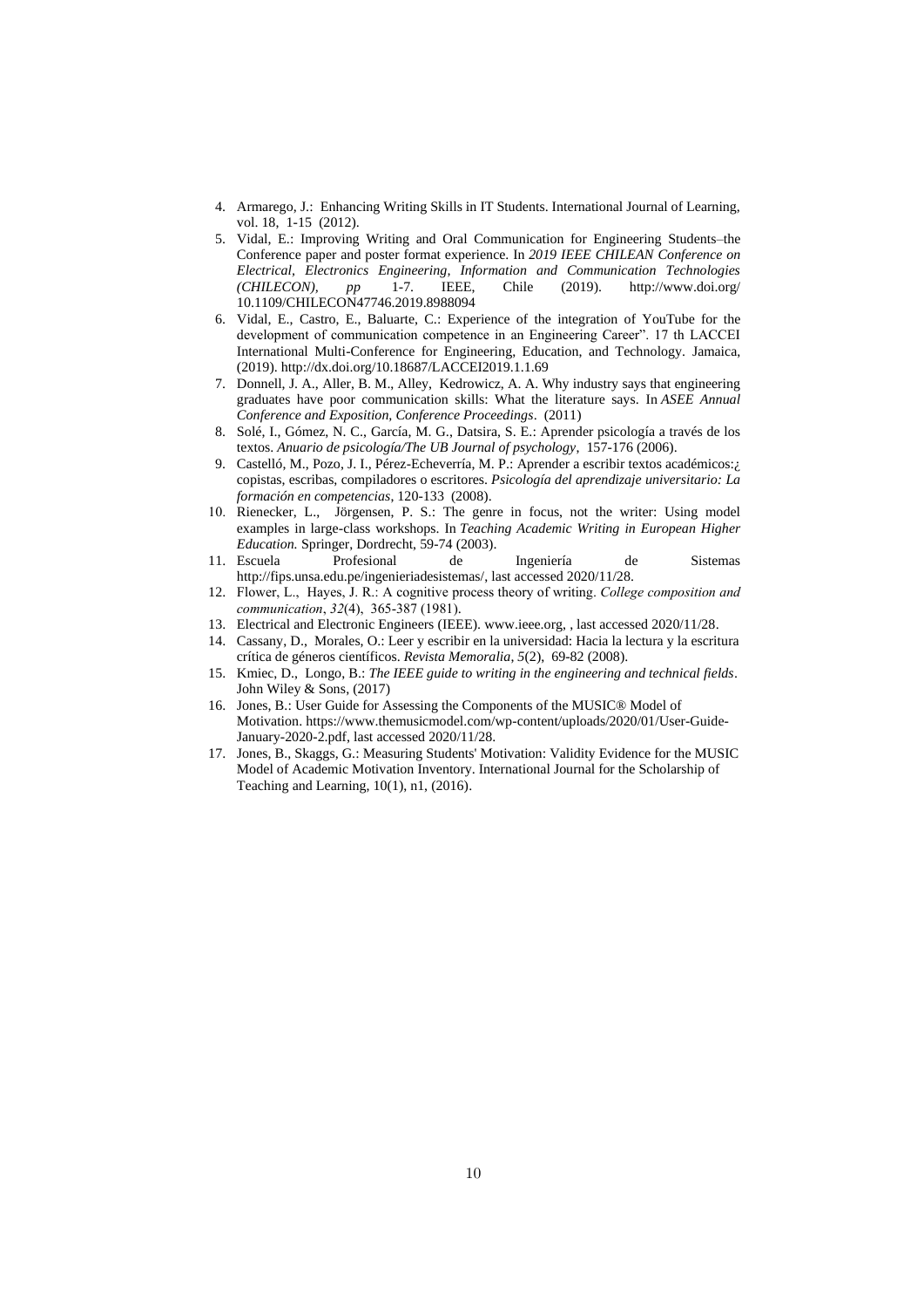4. Armarego, J.: Enhancing Writing Skills in IT Students. International Journal of Learning, vol. 18, 1-15 (2012).
5. Vidal, E.: Improving Writing and Oral Communication for Engineering Students–the Conference paper and poster format experience. In *2019 IEEE CHILEAN Conference on Electrical, Electronics Engineering, Information and Communication Technologies (CHILECON)*, *pp* 1-7. IEEE, Chile (2019). http://www.doi.org/ 10.1109/CHILECON47746.2019.8988094
6. Vidal, E., Castro, E., Baluarte, C.: Experience of the integration of YouTube for the development of communication competence in an Engineering Career". 17 th LACCEI International Multi-Conference for Engineering, Education, and Technology. Jamaica, (2019). http://dx.doi.org/10.18687/LACCEI2019.1.1.69
7. Donnell, J. A., Aller, B. M., Alley, Kedrowicz, A. A. Why industry says that engineering graduates have poor communication skills: What the literature says. In *ASEE Annual Conference and Exposition, Conference Proceedings*. (2011)
8. Solé, I., Gómez, N. C., García, M. G., Datsira, S. E.: Aprender psicología a través de los textos. *Anuario de psicología/The UB Journal of psychology*, 157-176 (2006).
9. Castelló, M., Pozo, J. I., Pérez-Echeverría, M. P.: Aprender a escribir textos académicos:¿ copistas, escribas, compiladores o escritores. *Psicología del aprendizaje universitario: La formación en competencias*, 120-133 (2008).
10. Rienecker, L., Jörgensen, P. S.: The genre in focus, not the writer: Using model examples in large-class workshops. In *Teaching Academic Writing in European Higher Education.* Springer, Dordrecht, 59-74 (2003).
11. Escuela Profesional de Ingeniería de Sistemas http://fips.unsa.edu.pe/ingenieriadesistemas/, last accessed 2020/11/28.
12. Flower, L., Hayes, J. R.: A cognitive process theory of writing. *College composition and communication*, *32*(4), 365-387 (1981).
13. Electrical and Electronic Engineers (IEEE). www.ieee.org, , last accessed 2020/11/28.
14. Cassany, D., Morales, O.: Leer y escribir en la universidad: Hacia la lectura y la escritura crítica de géneros científicos. *Revista Memoralia*, *5*(2), 69-82 (2008).
15. Kmiec, D., Longo, B.: *The IEEE guide to writing in the engineering and technical fields*. John Wiley & Sons, (2017)
16. Jones, B.: User Guide for Assessing the Components of the MUSIC® Model of Motivation. https://www.themusicmodel.com/wp-content/uploads/2020/01/User-Guide-January-2020-2.pdf, last accessed 2020/11/28.
17. Jones, B., Skaggs, G.: Measuring Students' Motivation: Validity Evidence for the MUSIC Model of Academic Motivation Inventory. International Journal for the Scholarship of Teaching and Learning, 10(1), n1, (2016).